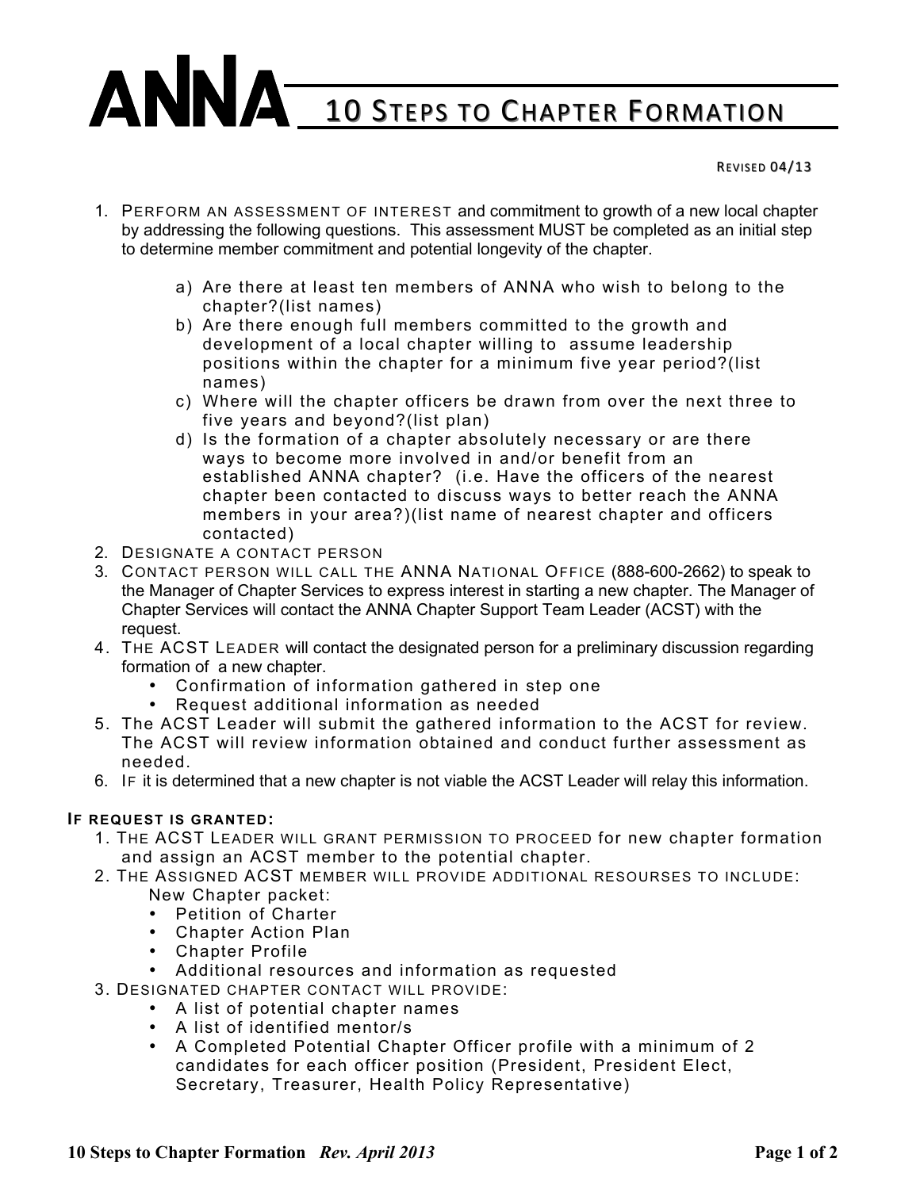# ANNA 10 Steps to Chapter Formation

Revised 04/13

1. Perform an assessment of interest and commitment to growth of a new local chapter by addressing the following questions. This assessment MUST be completed as an initial step to determine member commitment and potential longevity of the chapter.
    a) Are there at least ten members of ANNA who wish to belong to the chapter?(list names)
    b) Are there enough full members committed to the growth and development of a local chapter willing to assume leadership positions within the chapter for a minimum five year period?(list names)
    c) Where will the chapter officers be drawn from over the next three to five years and beyond?(list plan)
    d) Is the formation of a chapter absolutely necessary or are there ways to become more involved in and/or benefit from an established ANNA chapter? (i.e. Have the officers of the nearest chapter been contacted to discuss ways to better reach the ANNA members in your area?)(list name of nearest chapter and officers contacted)
2. Designate a contact person
3. Contact person will call the ANNA National Office (888-600-2662) to speak to the Manager of Chapter Services to express interest in starting a new chapter. The Manager of Chapter Services will contact the ANNA Chapter Support Team Leader (ACST) with the request.
4. The ACST Leader will contact the designated person for a preliminary discussion regarding formation of a new chapter.
    - Confirmation of information gathered in step one
    - Request additional information as needed
5. The ACST Leader will submit the gathered information to the ACST for review. The ACST will review information obtained and conduct further assessment as needed.
6. If it is determined that a new chapter is not viable the ACST Leader will relay this information.

**If request is granted:**

1. The ACST Leader will grant permission to proceed for new chapter formation and assign an ACST member to the potential chapter.
2. The Assigned ACST member will provide additional resourses to include:
   New Chapter packet:
    - Petition of Charter
    - Chapter Action Plan
    - Chapter Profile
    - Additional resources and information as requested
3. Designated chapter contact will provide:
    - A list of potential chapter names
    - A list of identified mentor/s
    - A Completed Potential Chapter Officer profile with a minimum of 2 candidates for each officer position (President, President Elect, Secretary, Treasurer, Health Policy Representative)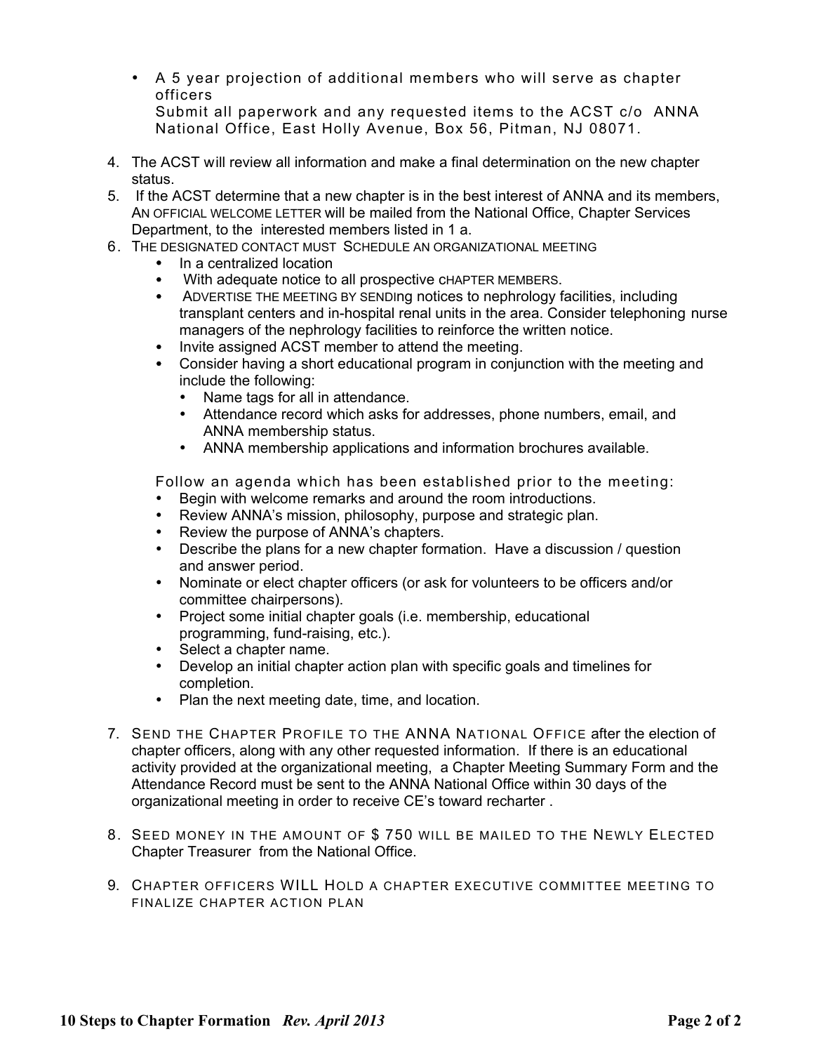- A 5 year projection of additional members who will serve as chapter officers

  Submit all paperwork and any requested items to the ACST c/o ANNA National Office, East Holly Avenue, Box 56, Pitman, NJ 08071.

4. The ACST will review all information and make a final determination on the new chapter status.
5. If the ACST determine that a new chapter is in the best interest of ANNA and its members, AN OFFICIAL WELCOME LETTER will be mailed from the National Office, Chapter Services Department, to the interested members listed in 1 a.
6. THE DESIGNATED CONTACT MUST SCHEDULE AN ORGANIZATIONAL MEETING
   - In a centralized location
   - With adequate notice to all prospective CHAPTER MEMBERS.
   - ADVERTISE THE MEETING BY SENDIng notices to nephrology facilities, including transplant centers and in-hospital renal units in the area. Consider telephoning nurse managers of the nephrology facilities to reinforce the written notice.
   - Invite assigned ACST member to attend the meeting.
   - Consider having a short educational program in conjunction with the meeting and include the following:
     - Name tags for all in attendance.
     - Attendance record which asks for addresses, phone numbers, email, and ANNA membership status.
     - ANNA membership applications and information brochures available.

   Follow an agenda which has been established prior to the meeting:
   - Begin with welcome remarks and around the room introductions.
   - Review ANNA's mission, philosophy, purpose and strategic plan.
   - Review the purpose of ANNA's chapters.
   - Describe the plans for a new chapter formation. Have a discussion / question and answer period.
   - Nominate or elect chapter officers (or ask for volunteers to be officers and/or committee chairpersons).
   - Project some initial chapter goals (i.e. membership, educational programming, fund-raising, etc.).
   - Select a chapter name.
   - Develop an initial chapter action plan with specific goals and timelines for completion.
   - Plan the next meeting date, time, and location.
7. SEND THE CHAPTER PROFILE TO THE ANNA NATIONAL OFFICE after the election of chapter officers, along with any other requested information. If there is an educational activity provided at the organizational meeting, a Chapter Meeting Summary Form and the Attendance Record must be sent to the ANNA National Office within 30 days of the organizational meeting in order to receive CE's toward recharter .
8. SEED MONEY IN THE AMOUNT OF $ 750 WILL BE MAILED TO THE NEWLY ELECTED Chapter Treasurer from the National Office.
9. CHAPTER OFFICERS WILL HOLD A CHAPTER EXECUTIVE COMMITTEE MEETING TO FINALIZE CHAPTER ACTION PLAN